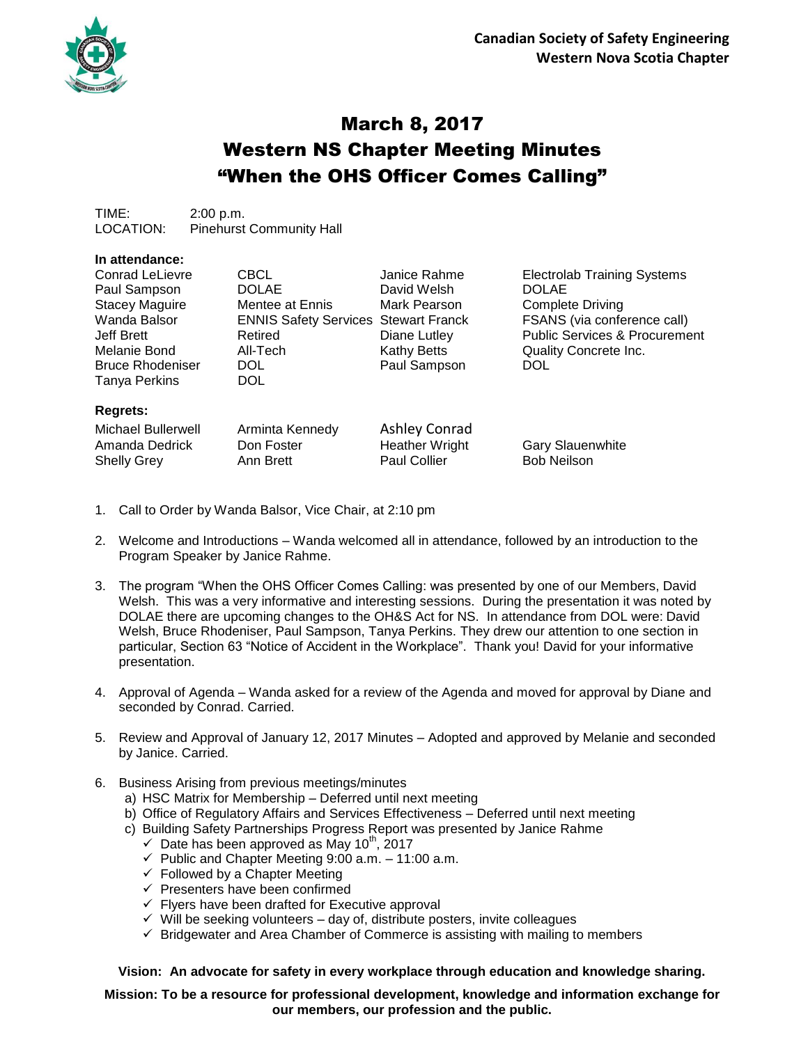**Canadian Society of Safety Engineering**
**Western Nova Scotia Chapter**

# March 8, 2017
# Western NS Chapter Meeting Minutes
# "When the OHS Officer Comes Calling"

TIME: 2:00 p.m.
LOCATION: Pinehurst Community Hall

**In attendance:**

| | | | |
|---|---|---|---|
| Conrad LeLievre | CBCL | Janice Rahme | Electrolab Training Systems |
| Paul Sampson | DOLAE | David Welsh | DOLAE |
| Stacey Maguire | Mentee at Ennis | Mark Pearson | Complete Driving |
| Wanda Balsor | ENNIS Safety Services | Stewart Franck | FSANS (via conference call) |
| Jeff Brett | Retired | Diane Lutley | Public Services & Procurement |
| Melanie Bond | All-Tech | Kathy Betts | Quality Concrete Inc. |
| Bruce Rhodeniser | DOL | Paul Sampson | DOL |
| Tanya Perkins | DOL | | |

**Regrets:**

| | | | |
|---|---|---|---|
| Michael Bullerwell | Arminta Kennedy | Ashley Conrad | |
| Amanda Dedrick | Don Foster | Heather Wright | Gary Slauenwhite |
| Shelly Grey | Ann Brett | Paul Collier | Bob Neilson |

1. Call to Order by Wanda Balsor, Vice Chair, at 2:10 pm

2. Welcome and Introductions – Wanda welcomed all in attendance, followed by an introduction to the Program Speaker by Janice Rahme.

3. The program "When the OHS Officer Comes Calling: was presented by one of our Members, David Welsh. This was a very informative and interesting sessions. During the presentation it was noted by DOLAE there are upcoming changes to the OH&S Act for NS. In attendance from DOL were: David Welsh, Bruce Rhodeniser, Paul Sampson, Tanya Perkins. They drew our attention to one section in particular, Section 63 "Notice of Accident in the Workplace". Thank you! David for your informative presentation.

4. Approval of Agenda – Wanda asked for a review of the Agenda and moved for approval by Diane and seconded by Conrad. Carried.

5. Review and Approval of January 12, 2017 Minutes – Adopted and approved by Melanie and seconded by Janice. Carried.

6. Business Arising from previous meetings/minutes
   a) HSC Matrix for Membership – Deferred until next meeting
   b) Office of Regulatory Affairs and Services Effectiveness – Deferred until next meeting
   c) Building Safety Partnerships Progress Report was presented by Janice Rahme
      - ✓ Date has been approved as May 10th, 2017
      - ✓ Public and Chapter Meeting 9:00 a.m. – 11:00 a.m.
      - ✓ Followed by a Chapter Meeting
      - ✓ Presenters have been confirmed
      - ✓ Flyers have been drafted for Executive approval
      - ✓ Will be seeking volunteers – day of, distribute posters, invite colleagues
      - ✓ Bridgewater and Area Chamber of Commerce is assisting with mailing to members

**Vision: An advocate for safety in every workplace through education and knowledge sharing.**

**Mission: To be a resource for professional development, knowledge and information exchange for our members, our profession and the public.**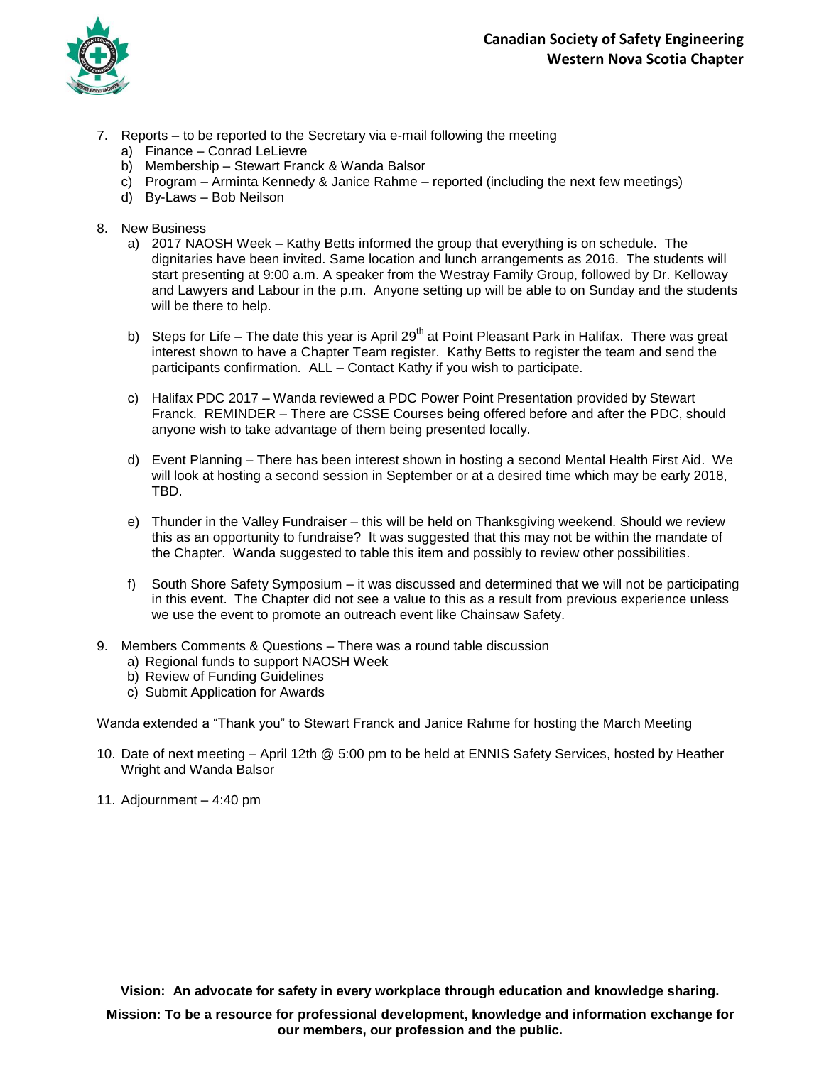7. Reports – to be reported to the Secretary via e-mail following the meeting
   a) Finance – Conrad LeLievre
   b) Membership – Stewart Franck & Wanda Balsor
   c) Program – Arminta Kennedy & Janice Rahme – reported (including the next few meetings)
   d) By-Laws – Bob Neilson

8. New Business
   a) 2017 NAOSH Week – Kathy Betts informed the group that everything is on schedule. The dignitaries have been invited. Same location and lunch arrangements as 2016. The students will start presenting at 9:00 a.m. A speaker from the Westray Family Group, followed by Dr. Kelloway and Lawyers and Labour in the p.m. Anyone setting up will be able to on Sunday and the students will be there to help.

   b) Steps for Life – The date this year is April 29th at Point Pleasant Park in Halifax. There was great interest shown to have a Chapter Team register. Kathy Betts to register the team and send the participants confirmation. ALL – Contact Kathy if you wish to participate.

   c) Halifax PDC 2017 – Wanda reviewed a PDC Power Point Presentation provided by Stewart Franck. REMINDER – There are CSSE Courses being offered before and after the PDC, should anyone wish to take advantage of them being presented locally.

   d) Event Planning – There has been interest shown in hosting a second Mental Health First Aid. We will look at hosting a second session in September or at a desired time which may be early 2018, TBD.

   e) Thunder in the Valley Fundraiser – this will be held on Thanksgiving weekend. Should we review this as an opportunity to fundraise? It was suggested that this may not be within the mandate of the Chapter. Wanda suggested to table this item and possibly to review other possibilities.

   f) South Shore Safety Symposium – it was discussed and determined that we will not be participating in this event. The Chapter did not see a value to this as a result from previous experience unless we use the event to promote an outreach event like Chainsaw Safety.

9. Members Comments & Questions – There was a round table discussion
   a) Regional funds to support NAOSH Week
   b) Review of Funding Guidelines
   c) Submit Application for Awards

Wanda extended a "Thank you" to Stewart Franck and Janice Rahme for hosting the March Meeting

10. Date of next meeting – April 12th @ 5:00 pm to be held at ENNIS Safety Services, hosted by Heather Wright and Wanda Balsor

11. Adjournment – 4:40 pm

**Vision: An advocate for safety in every workplace through education and knowledge sharing.**

**Mission: To be a resource for professional development, knowledge and information exchange for our members, our profession and the public.**